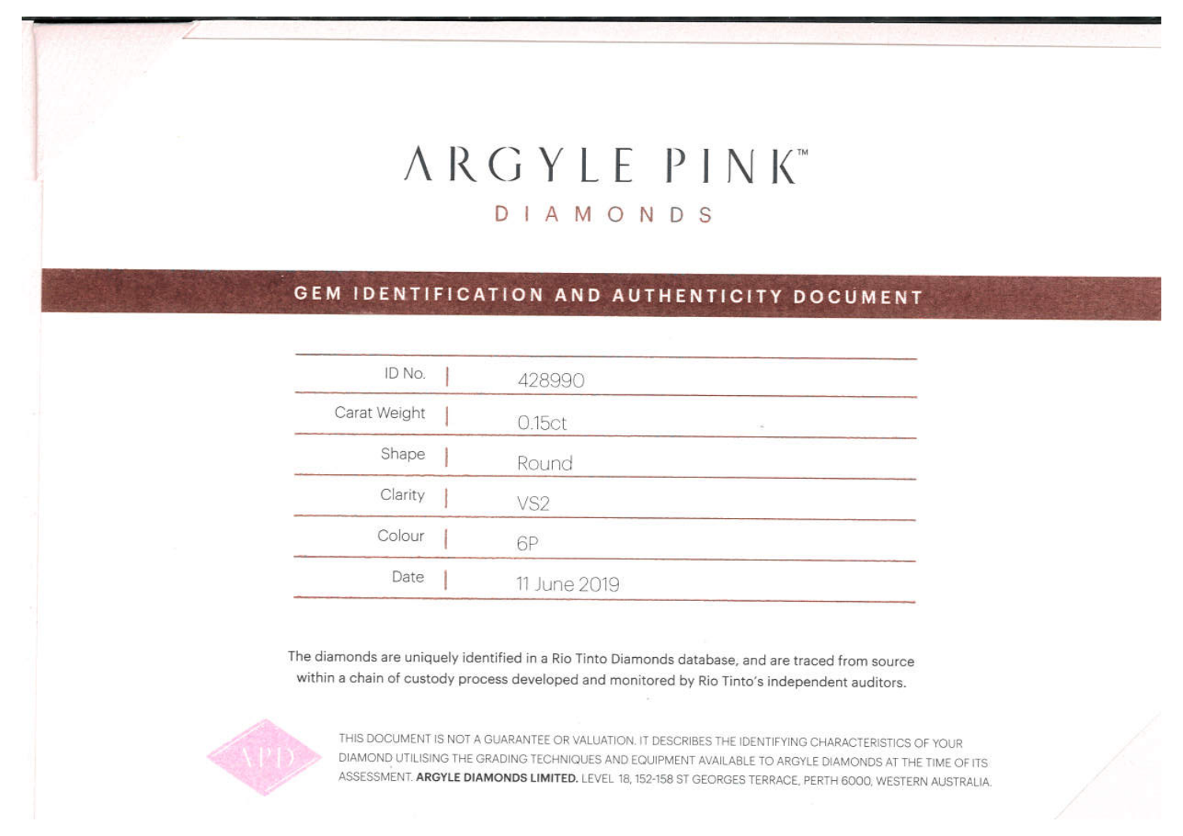# ARGYLE PINK™

## DIAMONDS

### GEM IDENTIFICATION AND AUTHENTICITY DOCUMENT

| | |
|---|---|
| ID No. | 428990 |
| Carat Weight | 0.15ct |
| Shape | Round |
| Clarity | VS2 |
| Colour | 6P |
| Date | 11 June 2019 |

The diamonds are uniquely identified in a Rio Tinto Diamonds database, and are traced from source within a chain of custody process developed and monitored by Rio Tinto's independent auditors.

APD

THIS DOCUMENT IS NOT A GUARANTEE OR VALUATION. IT DESCRIBES THE IDENTIFYING CHARACTERISTICS OF YOUR DIAMOND UTILISING THE GRADING TECHNIQUES AND EQUIPMENT AVAILABLE TO ARGYLE DIAMONDS AT THE TIME OF ITS ASSESSMENT. **ARGYLE DIAMONDS LIMITED.** LEVEL 18, 152-158 ST GEORGES TERRACE, PERTH 6000, WESTERN AUSTRALIA.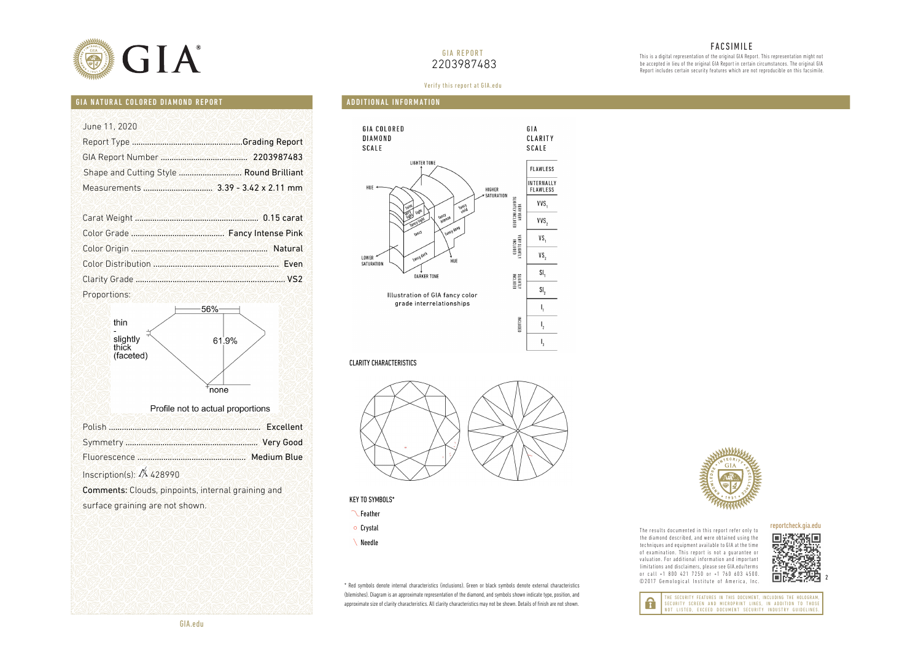GIA

GIA REPORT
2203987483

Verify this report at GIA.edu

FACSIMILE

This is a digital representation of the original GIA Report. This representation might not be accepted in lieu of the original GIA Report in certain circumstances. The original GIA Report includes certain security features which are not reproducible on this facsimile.

## GIA NATURAL COLORED DIAMOND REPORT

June 11, 2020

| | |
|---|---|
| Report Type | Grading Report |
| GIA Report Number | 2203987483 |
| Shape and Cutting Style | Round Brilliant |
| Measurements | 3.39 - 3.42 x 2.11 mm |

| | |
|---|---|
| Carat Weight | 0.15 carat |
| Color Grade | Fancy Intense Pink |
| Color Origin | Natural |
| Color Distribution | Even |
| Clarity Grade | VS2 |

Proportions:

56%
thin - slightly thick (faceted)
61.9%
none

Profile not to actual proportions

| | |
|---|---|
| Polish | Excellent |
| Symmetry | Very Good |
| Fluorescence | Medium Blue |

Inscription(s): GIA 428990

**Comments:** Clouds, pinpoints, internal graining and surface graining are not shown.

## ADDITIONAL INFORMATION

GIA COLORED DIAMOND SCALE

LIGHTER TONE
HUE
HIGHER SATURATION
faint
very light
light
fancy light
fancy
fancy intense
fancy vivid
fancy deep
fancy dark
LOWER SATURATION
HUE
DARKER TONE

Illustration of GIA fancy color grade interrelationships

GIA CLARITY SCALE

FLAWLESS
INTERNALLY FLAWLESS
VERY VERY SLIGHTLY INCLUDED: $VVS_1$, $VVS_2$
VERY SLIGHTLY INCLUDED: $VS_1$, $VS_2$
SLIGHTLY INCLUDED: $SI_1$, $SI_2$
INCLUDED: $I_1$, $I_2$, $I_3$

CLARITY CHARACTERISTICS

KEY TO SYMBOLS*

- Feather
- Crystal
- Needle

* Red symbols denote internal characteristics (inclusions). Green or black symbols denote external characteristics (blemishes). Diagram is an approximate representation of the diamond, and symbols shown indicate type, position, and approximate size of clarity characteristics. All clarity characteristics may not be shown. Details of finish are not shown.

The results documented in this report refer only to the diamond described, and were obtained using the techniques and equipment available to GIA at the time of examination. This report is not a guarantee or valuation. For additional information and important limitations and disclaimers, please see GIA.edu/terms or call +1 800 421 7250 or +1 760 603 4500. ©2017 Gemological Institute of America, Inc.

reportcheck.gia.edu

THE SECURITY FEATURES IN THIS DOCUMENT, INCLUDING THE HOLOGRAM, SECURITY SCREEN AND MICROPRINT LINES, IN ADDITION TO THOSE NOT LISTED, EXCEED DOCUMENT SECURITY INDUSTRY GUIDELINES.

GIA.edu